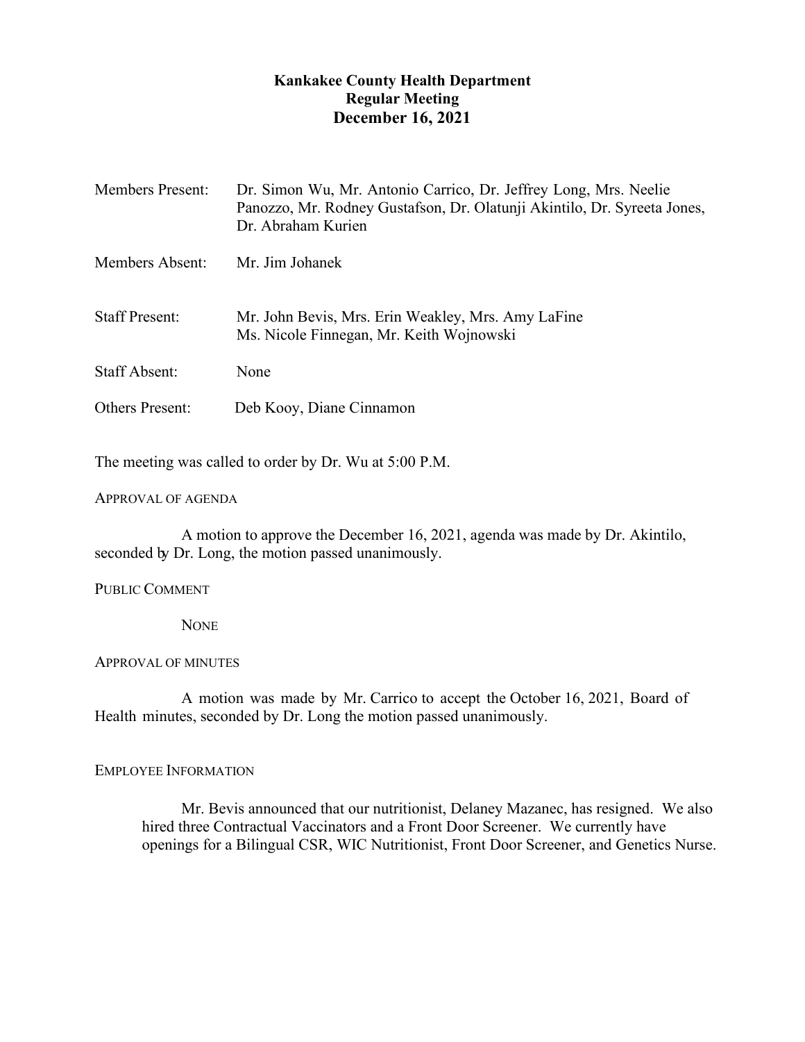**Kankakee County Health Department**
**Regular Meeting**
**December 16, 2021**

| | |
|---|---|
| Members Present: | Dr. Simon Wu, Mr. Antonio Carrico, Dr. Jeffrey Long, Mrs. Neelie Panozzo, Mr. Rodney Gustafson, Dr. Olatunji Akintilo, Dr. Syreeta Jones, Dr. Abraham Kurien |
| Members Absent: | Mr. Jim Johanek |
| Staff Present: | Mr. John Bevis, Mrs. Erin Weakley, Mrs. Amy LaFine Ms. Nicole Finnegan, Mr. Keith Wojnowski |
| Staff Absent: | None |
| Others Present: | Deb Kooy, Diane Cinnamon |

The meeting was called to order by Dr. Wu at 5:00 P.M.

APPROVAL OF AGENDA

A motion to approve the December 16, 2021, agenda was made by Dr. Akintilo, seconded by Dr. Long, the motion passed unanimously.

PUBLIC COMMENT

NONE

APPROVAL OF MINUTES

A motion was made by Mr. Carrico to accept the October 16, 2021, Board of Health minutes, seconded by Dr. Long the motion passed unanimously.

EMPLOYEE INFORMATION

Mr. Bevis announced that our nutritionist, Delaney Mazanec, has resigned. We also hired three Contractual Vaccinators and a Front Door Screener. We currently have openings for a Bilingual CSR, WIC Nutritionist, Front Door Screener, and Genetics Nurse.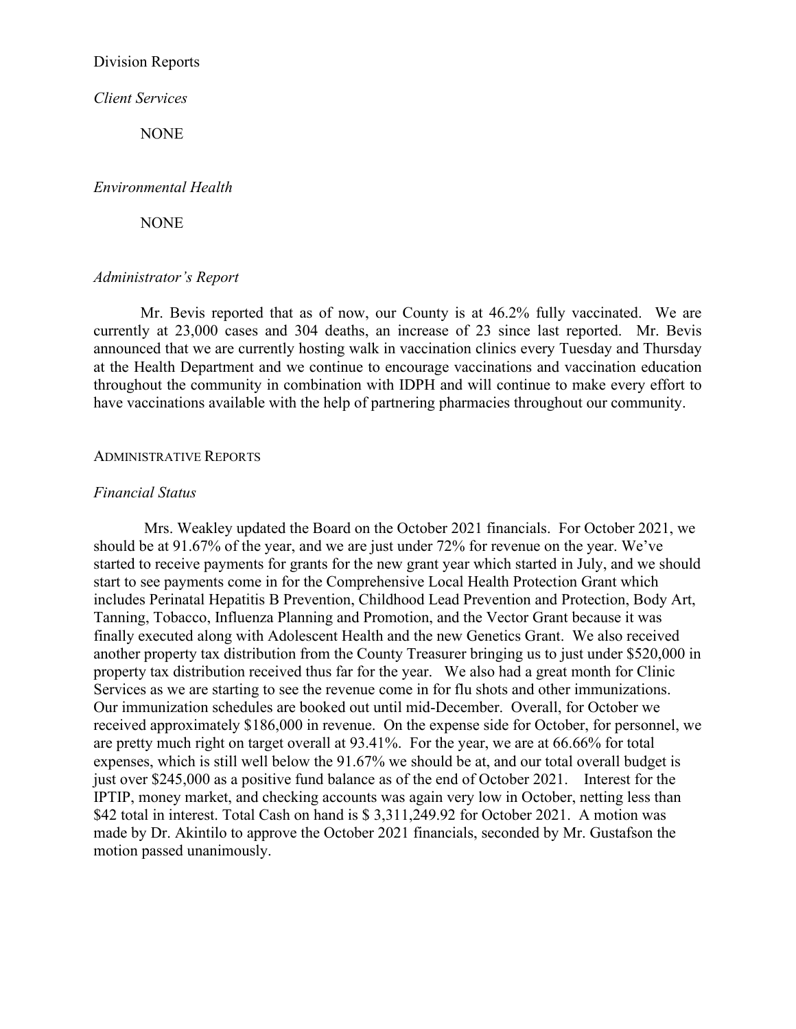Division Reports

*Client Services*

NONE

*Environmental Health*

NONE

*Administrator's Report*

Mr. Bevis reported that as of now, our County is at 46.2% fully vaccinated. We are currently at 23,000 cases and 304 deaths, an increase of 23 since last reported. Mr. Bevis announced that we are currently hosting walk in vaccination clinics every Tuesday and Thursday at the Health Department and we continue to encourage vaccinations and vaccination education throughout the community in combination with IDPH and will continue to make every effort to have vaccinations available with the help of partnering pharmacies throughout our community.

ADMINISTRATIVE REPORTS

*Financial Status*

Mrs. Weakley updated the Board on the October 2021 financials. For October 2021, we should be at 91.67% of the year, and we are just under 72% for revenue on the year. We've started to receive payments for grants for the new grant year which started in July, and we should start to see payments come in for the Comprehensive Local Health Protection Grant which includes Perinatal Hepatitis B Prevention, Childhood Lead Prevention and Protection, Body Art, Tanning, Tobacco, Influenza Planning and Promotion, and the Vector Grant because it was finally executed along with Adolescent Health and the new Genetics Grant. We also received another property tax distribution from the County Treasurer bringing us to just under $520,000 in property tax distribution received thus far for the year. We also had a great month for Clinic Services as we are starting to see the revenue come in for flu shots and other immunizations. Our immunization schedules are booked out until mid-December. Overall, for October we received approximately $186,000 in revenue. On the expense side for October, for personnel, we are pretty much right on target overall at 93.41%. For the year, we are at 66.66% for total expenses, which is still well below the 91.67% we should be at, and our total overall budget is just over $245,000 as a positive fund balance as of the end of October 2021. Interest for the IPTIP, money market, and checking accounts was again very low in October, netting less than $42 total in interest. Total Cash on hand is $ 3,311,249.92 for October 2021. A motion was made by Dr. Akintilo to approve the October 2021 financials, seconded by Mr. Gustafson the motion passed unanimously.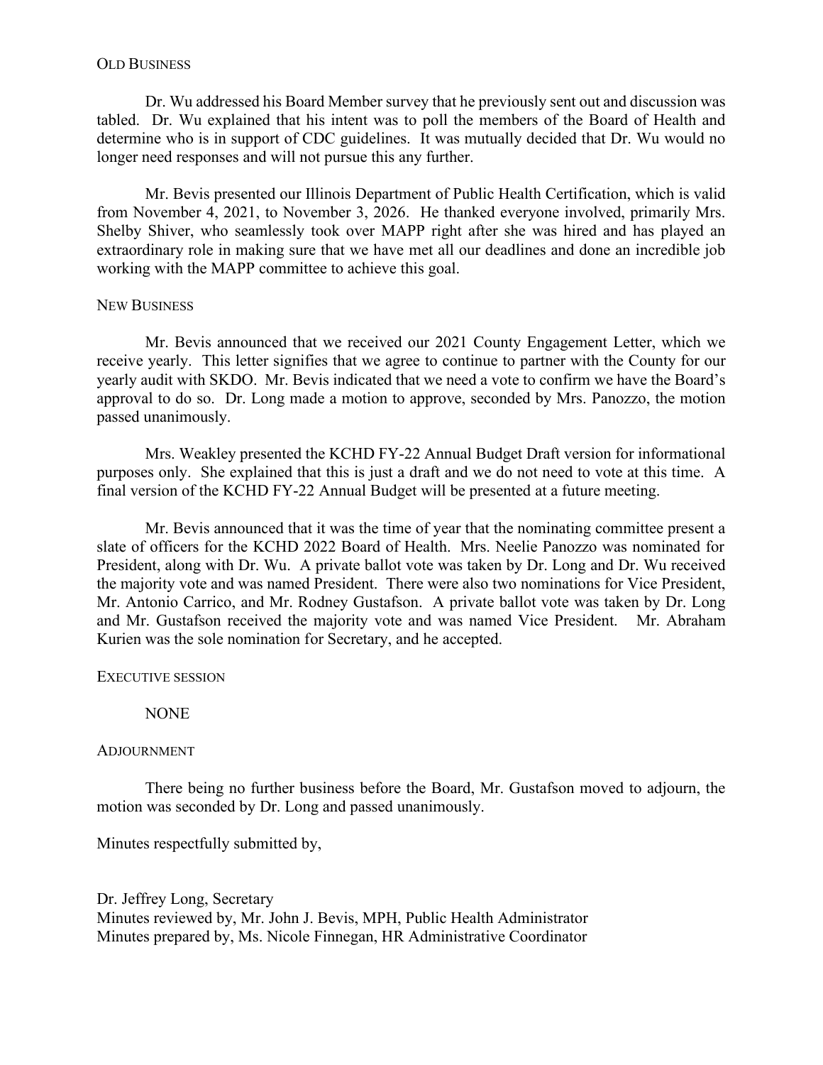## Old Business

Dr. Wu addressed his Board Member survey that he previously sent out and discussion was tabled. Dr. Wu explained that his intent was to poll the members of the Board of Health and determine who is in support of CDC guidelines. It was mutually decided that Dr. Wu would no longer need responses and will not pursue this any further.

Mr. Bevis presented our Illinois Department of Public Health Certification, which is valid from November 4, 2021, to November 3, 2026. He thanked everyone involved, primarily Mrs. Shelby Shiver, who seamlessly took over MAPP right after she was hired and has played an extraordinary role in making sure that we have met all our deadlines and done an incredible job working with the MAPP committee to achieve this goal.

## New Business

Mr. Bevis announced that we received our 2021 County Engagement Letter, which we receive yearly. This letter signifies that we agree to continue to partner with the County for our yearly audit with SKDO. Mr. Bevis indicated that we need a vote to confirm we have the Board's approval to do so. Dr. Long made a motion to approve, seconded by Mrs. Panozzo, the motion passed unanimously.

Mrs. Weakley presented the KCHD FY-22 Annual Budget Draft version for informational purposes only. She explained that this is just a draft and we do not need to vote at this time. A final version of the KCHD FY-22 Annual Budget will be presented at a future meeting.

Mr. Bevis announced that it was the time of year that the nominating committee present a slate of officers for the KCHD 2022 Board of Health. Mrs. Neelie Panozzo was nominated for President, along with Dr. Wu. A private ballot vote was taken by Dr. Long and Dr. Wu received the majority vote and was named President. There were also two nominations for Vice President, Mr. Antonio Carrico, and Mr. Rodney Gustafson. A private ballot vote was taken by Dr. Long and Mr. Gustafson received the majority vote and was named Vice President. Mr. Abraham Kurien was the sole nomination for Secretary, and he accepted.

## Executive Session

NONE

## Adjournment

There being no further business before the Board, Mr. Gustafson moved to adjourn, the motion was seconded by Dr. Long and passed unanimously.

Minutes respectfully submitted by,

Dr. Jeffrey Long, Secretary
Minutes reviewed by, Mr. John J. Bevis, MPH, Public Health Administrator
Minutes prepared by, Ms. Nicole Finnegan, HR Administrative Coordinator